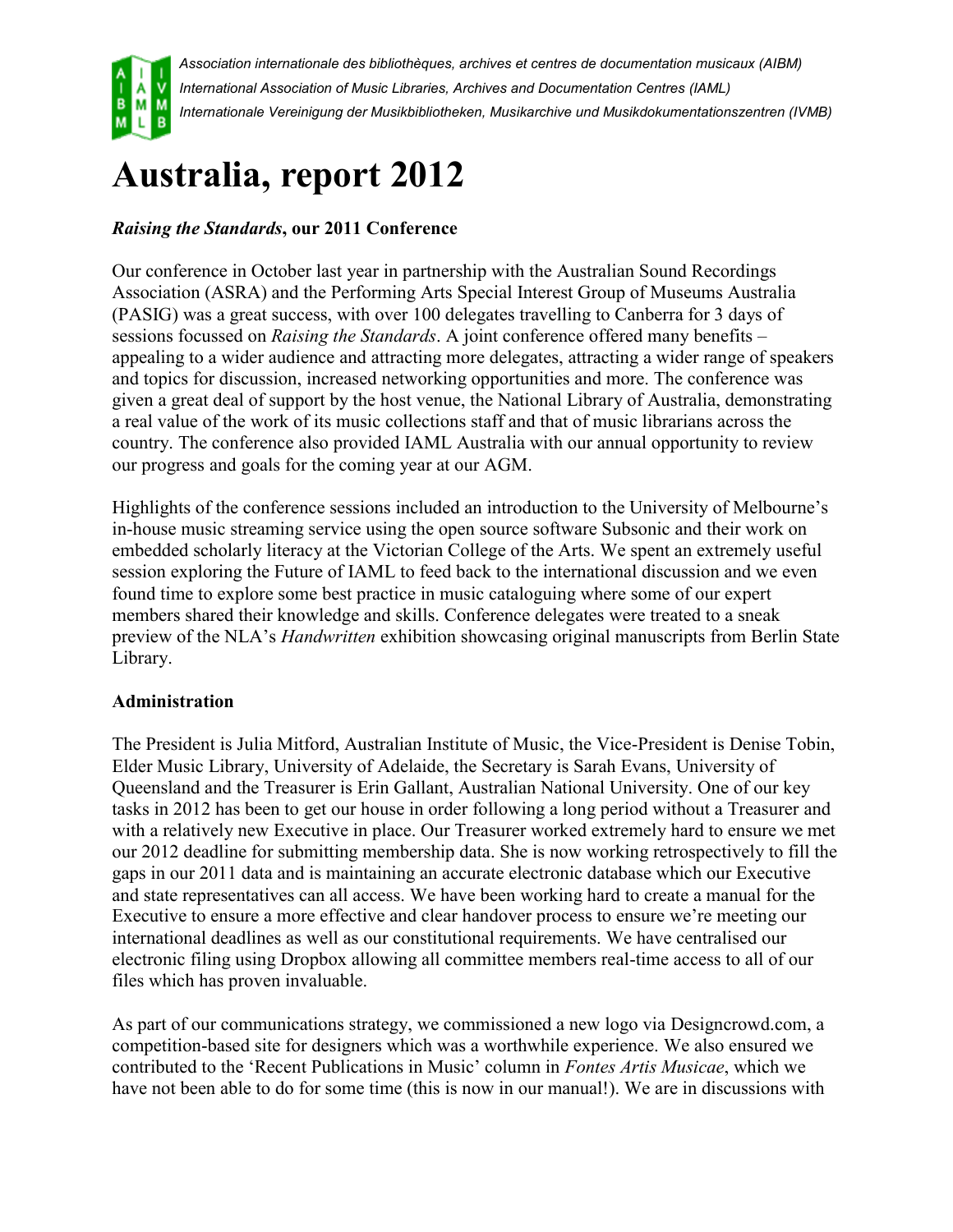*Association internationale des bibliothèques, archives et centres de documentation musicaux (AIBM)*
*International Association of Music Libraries, Archives and Documentation Centres (IAML)*
*Internationale Vereinigung der Musikbibliotheken, Musikarchive und Musikdokumentationszentren (IVMB)*

# Australia, report 2012

***Raising the Standards*, our 2011 Conference**

Our conference in October last year in partnership with the Australian Sound Recordings Association (ASRA) and the Performing Arts Special Interest Group of Museums Australia (PASIG) was a great success, with over 100 delegates travelling to Canberra for 3 days of sessions focussed on *Raising the Standards*. A joint conference offered many benefits – appealing to a wider audience and attracting more delegates, attracting a wider range of speakers and topics for discussion, increased networking opportunities and more. The conference was given a great deal of support by the host venue, the National Library of Australia, demonstrating a real value of the work of its music collections staff and that of music librarians across the country. The conference also provided IAML Australia with our annual opportunity to review our progress and goals for the coming year at our AGM.

Highlights of the conference sessions included an introduction to the University of Melbourne's in-house music streaming service using the open source software Subsonic and their work on embedded scholarly literacy at the Victorian College of the Arts. We spent an extremely useful session exploring the Future of IAML to feed back to the international discussion and we even found time to explore some best practice in music cataloguing where some of our expert members shared their knowledge and skills. Conference delegates were treated to a sneak preview of the NLA's *Handwritten* exhibition showcasing original manuscripts from Berlin State Library.

**Administration**

The President is Julia Mitford, Australian Institute of Music, the Vice-President is Denise Tobin, Elder Music Library, University of Adelaide, the Secretary is Sarah Evans, University of Queensland and the Treasurer is Erin Gallant, Australian National University. One of our key tasks in 2012 has been to get our house in order following a long period without a Treasurer and with a relatively new Executive in place. Our Treasurer worked extremely hard to ensure we met our 2012 deadline for submitting membership data. She is now working retrospectively to fill the gaps in our 2011 data and is maintaining an accurate electronic database which our Executive and state representatives can all access. We have been working hard to create a manual for the Executive to ensure a more effective and clear handover process to ensure we're meeting our international deadlines as well as our constitutional requirements. We have centralised our electronic filing using Dropbox allowing all committee members real-time access to all of our files which has proven invaluable.

As part of our communications strategy, we commissioned a new logo via Designcrowd.com, a competition-based site for designers which was a worthwhile experience. We also ensured we contributed to the 'Recent Publications in Music' column in *Fontes Artis Musicae*, which we have not been able to do for some time (this is now in our manual!). We are in discussions with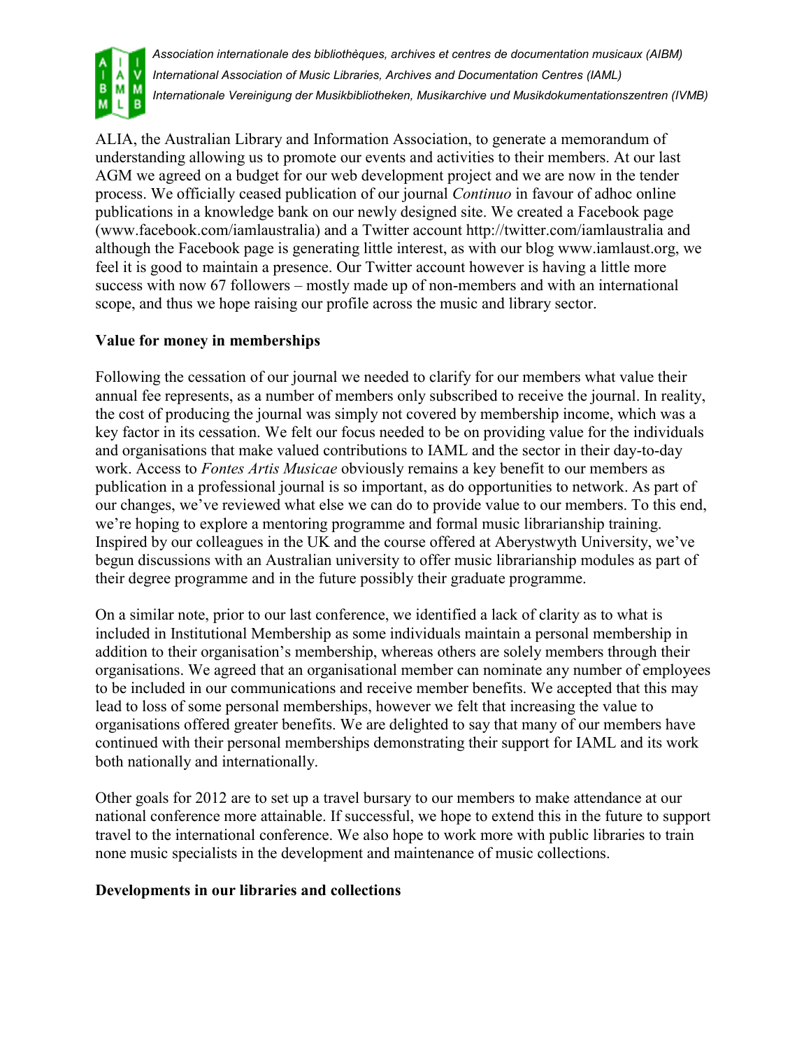ALIA, the Australian Library and Information Association, to generate a memorandum of understanding allowing us to promote our events and activities to their members. At our last AGM we agreed on a budget for our web development project and we are now in the tender process. We officially ceased publication of our journal *Continuo* in favour of adhoc online publications in a knowledge bank on our newly designed site. We created a Facebook page (www.facebook.com/iamlaustralia) and a Twitter account http://twitter.com/iamlaustralia and although the Facebook page is generating little interest, as with our blog www.iamlaust.org, we feel it is good to maintain a presence. Our Twitter account however is having a little more success with now 67 followers – mostly made up of non-members and with an international scope, and thus we hope raising our profile across the music and library sector.

**Value for money in memberships**

Following the cessation of our journal we needed to clarify for our members what value their annual fee represents, as a number of members only subscribed to receive the journal. In reality, the cost of producing the journal was simply not covered by membership income, which was a key factor in its cessation. We felt our focus needed to be on providing value for the individuals and organisations that make valued contributions to IAML and the sector in their day-to-day work. Access to *Fontes Artis Musicae* obviously remains a key benefit to our members as publication in a professional journal is so important, as do opportunities to network. As part of our changes, we've reviewed what else we can do to provide value to our members. To this end, we're hoping to explore a mentoring programme and formal music librarianship training. Inspired by our colleagues in the UK and the course offered at Aberystwyth University, we've begun discussions with an Australian university to offer music librarianship modules as part of their degree programme and in the future possibly their graduate programme.

On a similar note, prior to our last conference, we identified a lack of clarity as to what is included in Institutional Membership as some individuals maintain a personal membership in addition to their organisation's membership, whereas others are solely members through their organisations. We agreed that an organisational member can nominate any number of employees to be included in our communications and receive member benefits. We accepted that this may lead to loss of some personal memberships, however we felt that increasing the value to organisations offered greater benefits. We are delighted to say that many of our members have continued with their personal memberships demonstrating their support for IAML and its work both nationally and internationally.

Other goals for 2012 are to set up a travel bursary to our members to make attendance at our national conference more attainable. If successful, we hope to extend this in the future to support travel to the international conference. We also hope to work more with public libraries to train none music specialists in the development and maintenance of music collections.

**Developments in our libraries and collections**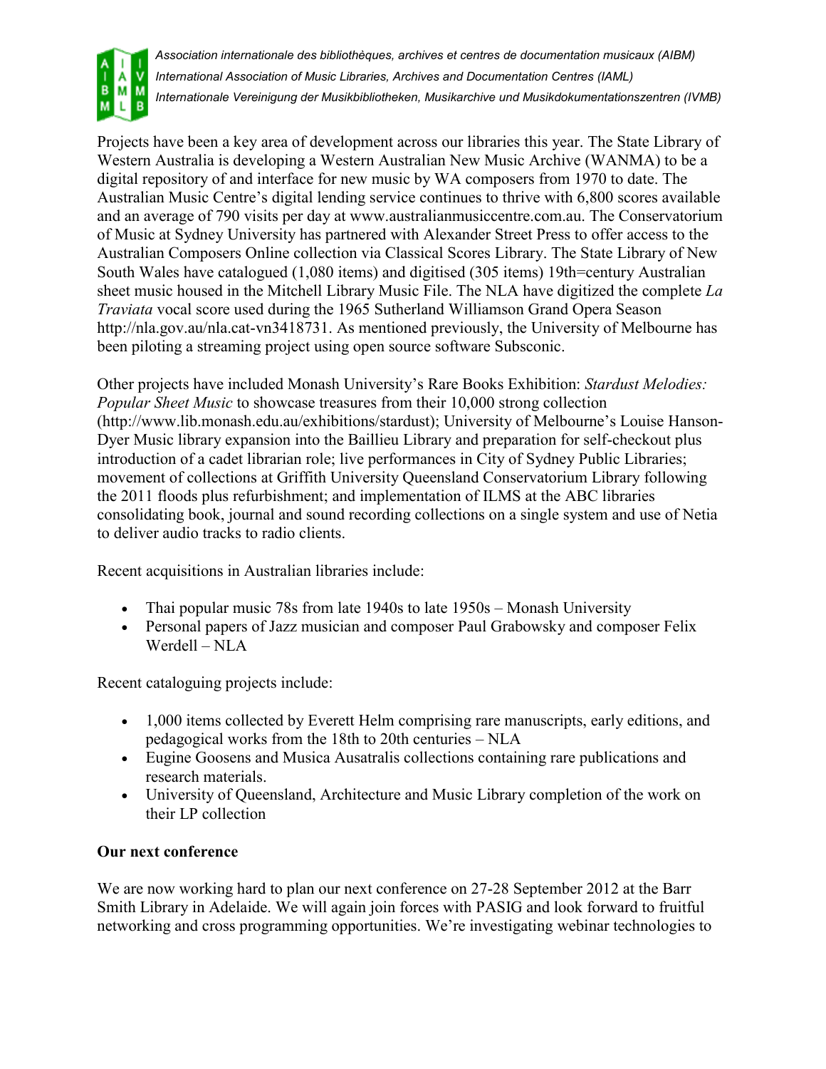Projects have been a key area of development across our libraries this year. The State Library of Western Australia is developing a Western Australian New Music Archive (WANMA) to be a digital repository of and interface for new music by WA composers from 1970 to date. The Australian Music Centre's digital lending service continues to thrive with 6,800 scores available and an average of 790 visits per day at www.australianmusiccentre.com.au. The Conservatorium of Music at Sydney University has partnered with Alexander Street Press to offer access to the Australian Composers Online collection via Classical Scores Library. The State Library of New South Wales have catalogued (1,080 items) and digitised (305 items) 19th=century Australian sheet music housed in the Mitchell Library Music File. The NLA have digitized the complete *La Traviata* vocal score used during the 1965 Sutherland Williamson Grand Opera Season http://nla.gov.au/nla.cat-vn3418731. As mentioned previously, the University of Melbourne has been piloting a streaming project using open source software Subsconic.

Other projects have included Monash University's Rare Books Exhibition: *Stardust Melodies: Popular Sheet Music* to showcase treasures from their 10,000 strong collection (http://www.lib.monash.edu.au/exhibitions/stardust); University of Melbourne's Louise Hanson-Dyer Music library expansion into the Baillieu Library and preparation for self-checkout plus introduction of a cadet librarian role; live performances in City of Sydney Public Libraries; movement of collections at Griffith University Queensland Conservatorium Library following the 2011 floods plus refurbishment; and implementation of ILMS at the ABC libraries consolidating book, journal and sound recording collections on a single system and use of Netia to deliver audio tracks to radio clients.

Recent acquisitions in Australian libraries include:

- Thai popular music 78s from late 1940s to late 1950s – Monash University
- Personal papers of Jazz musician and composer Paul Grabowsky and composer Felix Werdell – NLA

Recent cataloguing projects include:

- 1,000 items collected by Everett Helm comprising rare manuscripts, early editions, and pedagogical works from the 18th to 20th centuries – NLA
- Eugine Goosens and Musica Ausatralis collections containing rare publications and research materials.
- University of Queensland, Architecture and Music Library completion of the work on their LP collection

**Our next conference**

We are now working hard to plan our next conference on 27-28 September 2012 at the Barr Smith Library in Adelaide. We will again join forces with PASIG and look forward to fruitful networking and cross programming opportunities. We're investigating webinar technologies to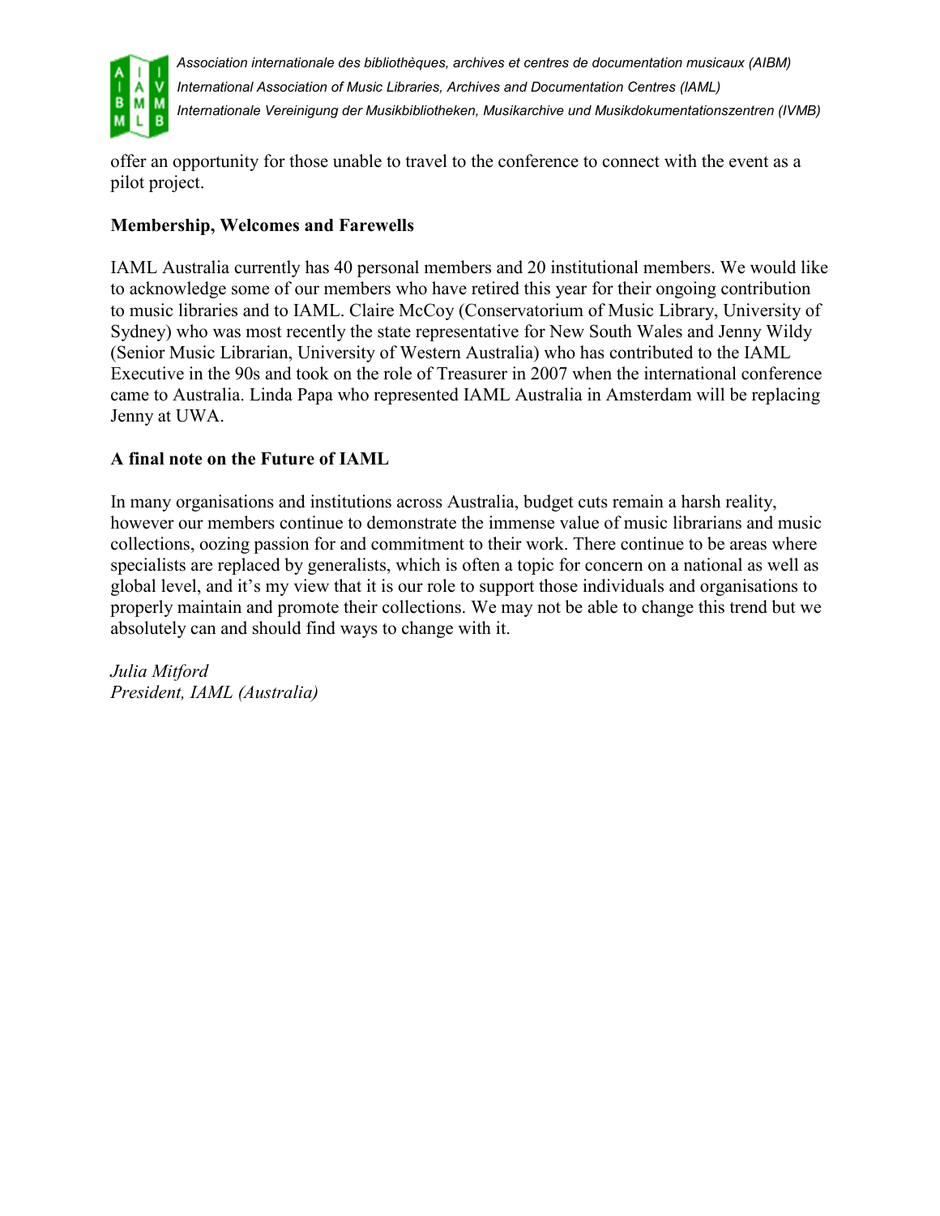offer an opportunity for those unable to travel to the conference to connect with the event as a pilot project.

**Membership, Welcomes and Farewells**

IAML Australia currently has 40 personal members and 20 institutional members. We would like to acknowledge some of our members who have retired this year for their ongoing contribution to music libraries and to IAML. Claire McCoy (Conservatorium of Music Library, University of Sydney) who was most recently the state representative for New South Wales and Jenny Wildy (Senior Music Librarian, University of Western Australia) who has contributed to the IAML Executive in the 90s and took on the role of Treasurer in 2007 when the international conference came to Australia. Linda Papa who represented IAML Australia in Amsterdam will be replacing Jenny at UWA.

**A final note on the Future of IAML**

In many organisations and institutions across Australia, budget cuts remain a harsh reality, however our members continue to demonstrate the immense value of music librarians and music collections, oozing passion for and commitment to their work. There continue to be areas where specialists are replaced by generalists, which is often a topic for concern on a national as well as global level, and it's my view that it is our role to support those individuals and organisations to properly maintain and promote their collections. We may not be able to change this trend but we absolutely can and should find ways to change with it.

*Julia Mitford*
*President, IAML (Australia)*